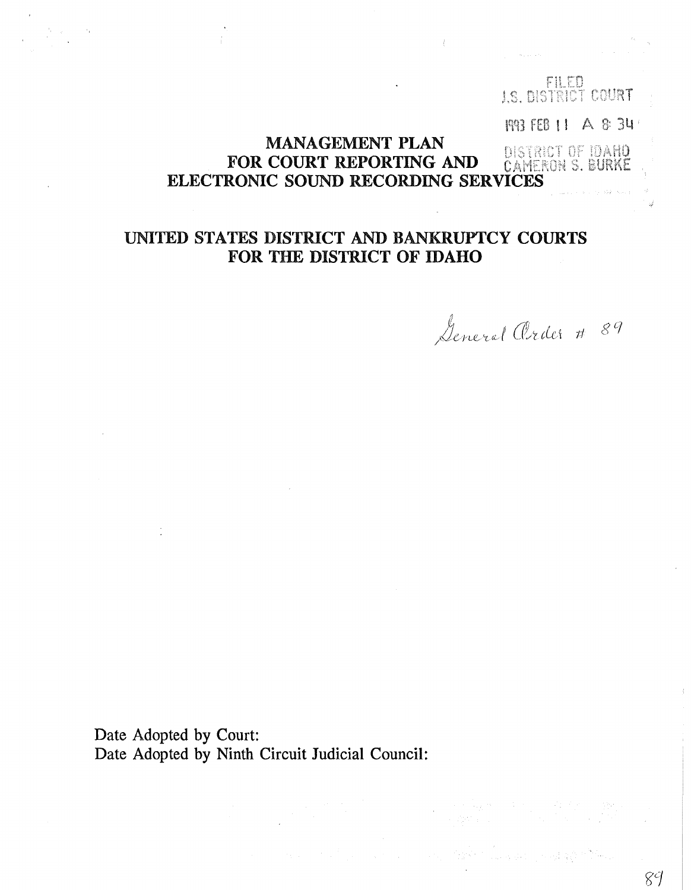FILED
U.S. DISTRICT COURT

1993 FEB 11 A 8:34

DISTRICT OF IDAHO
CAMERON S. BURKE

# MANAGEMENT PLAN FOR COURT REPORTING AND ELECTRONIC SOUND RECORDING SERVICES

## UNITED STATES DISTRICT AND BANKRUPTCY COURTS FOR THE DISTRICT OF IDAHO

*General Order # 89*

Date Adopted by Court:
Date Adopted by Ninth Circuit Judicial Council: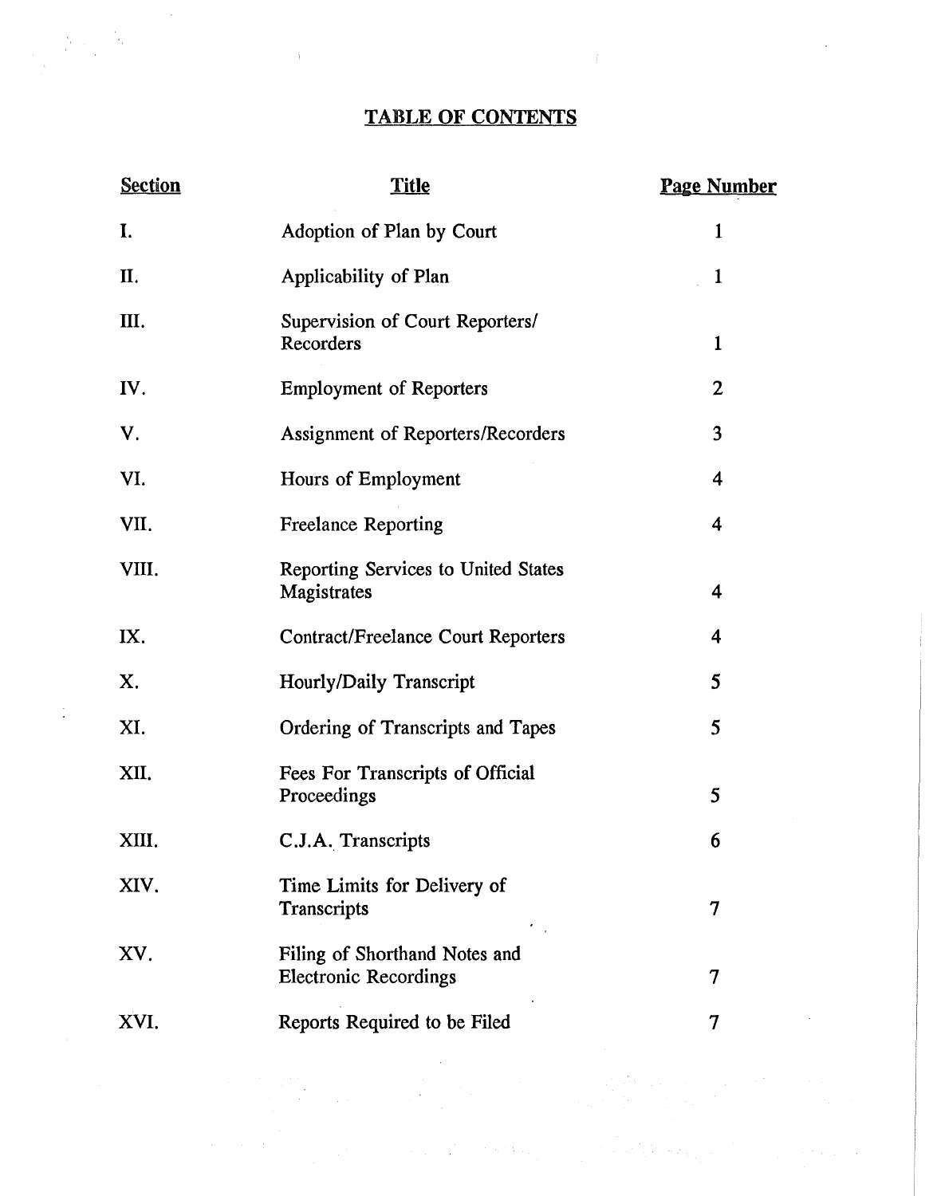# TABLE OF CONTENTS

| Section | Title | Page Number |
| --- | --- | --- |
| I. | Adoption of Plan by Court | 1 |
| II. | Applicability of Plan | 1 |
| III. | Supervision of Court Reporters/ Recorders | 1 |
| IV. | Employment of Reporters | 2 |
| V. | Assignment of Reporters/Recorders | 3 |
| VI. | Hours of Employment | 4 |
| VII. | Freelance Reporting | 4 |
| VIII. | Reporting Services to United States Magistrates | 4 |
| IX. | Contract/Freelance Court Reporters | 4 |
| X. | Hourly/Daily Transcript | 5 |
| XI. | Ordering of Transcripts and Tapes | 5 |
| XII. | Fees For Transcripts of Official Proceedings | 5 |
| XIII. | C.J.A. Transcripts | 6 |
| XIV. | Time Limits for Delivery of Transcripts | 7 |
| XV. | Filing of Shorthand Notes and Electronic Recordings | 7 |
| XVI. | Reports Required to be Filed | 7 |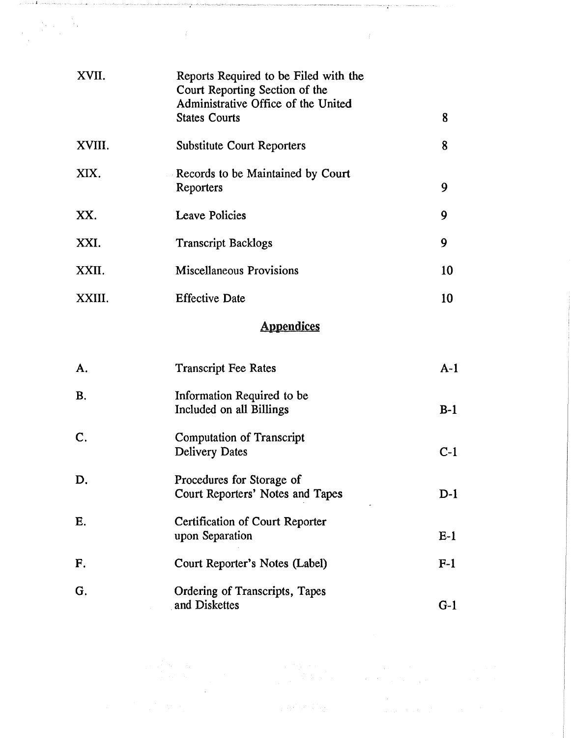| | | |
|---|---|---|
| XVII. | Reports Required to be Filed with the Court Reporting Section of the Administrative Office of the United States Courts | 8 |
| XVIII. | Substitute Court Reporters | 8 |
| XIX. | Records to be Maintained by Court Reporters | 9 |
| XX. | Leave Policies | 9 |
| XXI. | Transcript Backlogs | 9 |
| XXII. | Miscellaneous Provisions | 10 |
| XXIII. | Effective Date | 10 |

## Appendices

| | | |
|---|---|---|
| A. | Transcript Fee Rates | A-1 |
| B. | Information Required to be Included on all Billings | B-1 |
| C. | Computation of Transcript Delivery Dates | C-1 |
| D. | Procedures for Storage of Court Reporters' Notes and Tapes | D-1 |
| E. | Certification of Court Reporter upon Separation | E-1 |
| F. | Court Reporter's Notes (Label) | F-1 |
| G. | Ordering of Transcripts, Tapes and Diskettes | G-1 |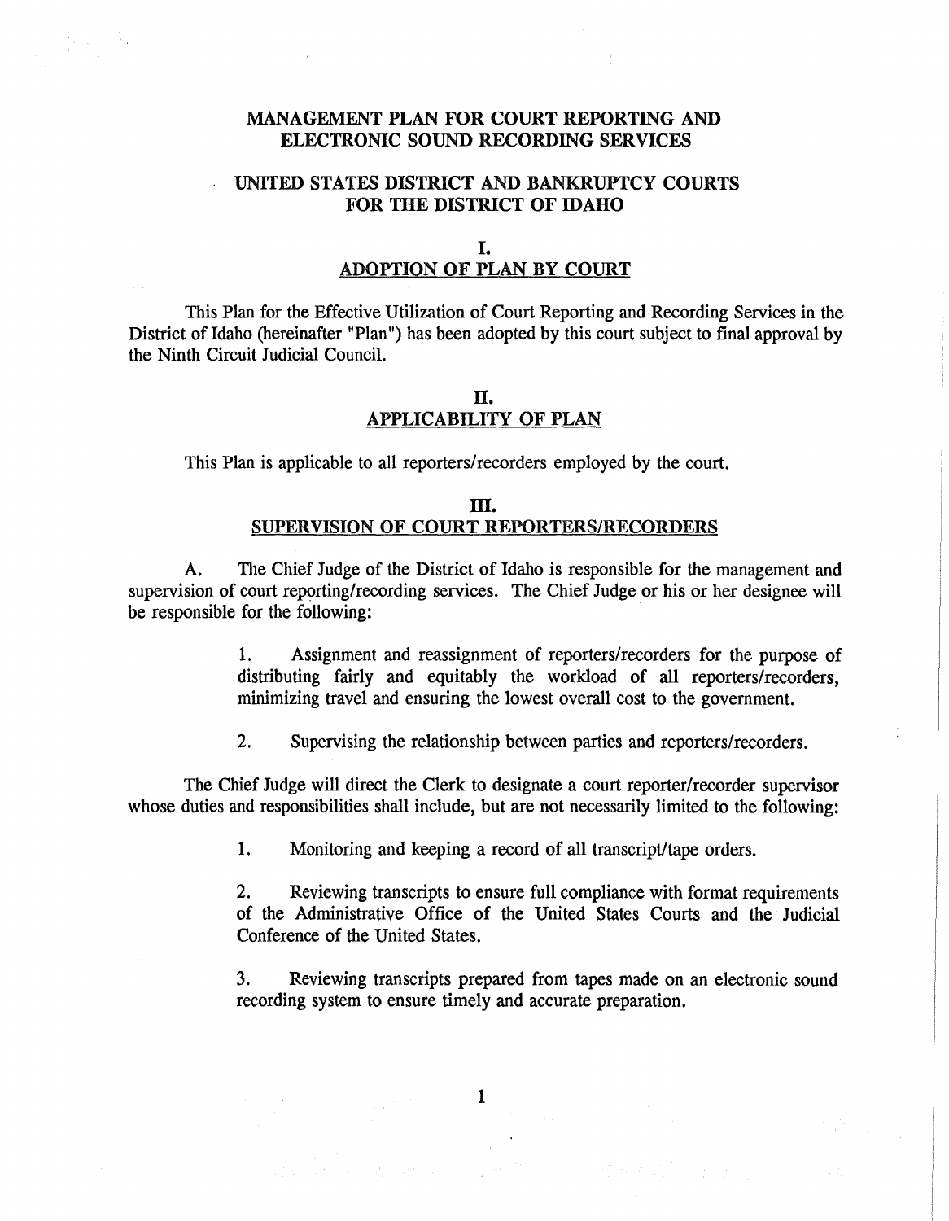# MANAGEMENT PLAN FOR COURT REPORTING AND ELECTRONIC SOUND RECORDING SERVICES

# UNITED STATES DISTRICT AND BANKRUPTCY COURTS FOR THE DISTRICT OF IDAHO

## I. ADOPTION OF PLAN BY COURT

This Plan for the Effective Utilization of Court Reporting and Recording Services in the District of Idaho (hereinafter "Plan") has been adopted by this court subject to final approval by the Ninth Circuit Judicial Council.

## II. APPLICABILITY OF PLAN

This Plan is applicable to all reporters/recorders employed by the court.

## III. SUPERVISION OF COURT REPORTERS/RECORDERS

A. The Chief Judge of the District of Idaho is responsible for the management and supervision of court reporting/recording services. The Chief Judge or his or her designee will be responsible for the following:

> 1. Assignment and reassignment of reporters/recorders for the purpose of distributing fairly and equitably the workload of all reporters/recorders, minimizing travel and ensuring the lowest overall cost to the government.
>
> 2. Supervising the relationship between parties and reporters/recorders.

The Chief Judge will direct the Clerk to designate a court reporter/recorder supervisor whose duties and responsibilities shall include, but are not necessarily limited to the following:

> 1. Monitoring and keeping a record of all transcript/tape orders.
>
> 2. Reviewing transcripts to ensure full compliance with format requirements of the Administrative Office of the United States Courts and the Judicial Conference of the United States.
>
> 3. Reviewing transcripts prepared from tapes made on an electronic sound recording system to ensure timely and accurate preparation.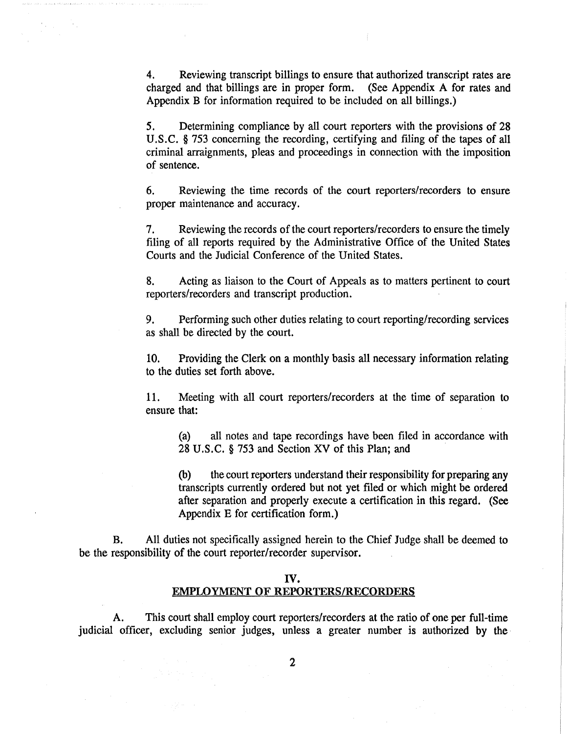4. Reviewing transcript billings to ensure that authorized transcript rates are charged and that billings are in proper form. (See Appendix A for rates and Appendix B for information required to be included on all billings.)

5. Determining compliance by all court reporters with the provisions of 28 U.S.C. § 753 concerning the recording, certifying and filing of the tapes of all criminal arraignments, pleas and proceedings in connection with the imposition of sentence.

6. Reviewing the time records of the court reporters/recorders to ensure proper maintenance and accuracy.

7. Reviewing the records of the court reporters/recorders to ensure the timely filing of all reports required by the Administrative Office of the United States Courts and the Judicial Conference of the United States.

8. Acting as liaison to the Court of Appeals as to matters pertinent to court reporters/recorders and transcript production.

9. Performing such other duties relating to court reporting/recording services as shall be directed by the court.

10. Providing the Clerk on a monthly basis all necessary information relating to the duties set forth above.

11. Meeting with all court reporters/recorders at the time of separation to ensure that:

> (a) all notes and tape recordings have been filed in accordance with 28 U.S.C. § 753 and Section XV of this Plan; and
>
> (b) the court reporters understand their responsibility for preparing any transcripts currently ordered but not yet filed or which might be ordered after separation and properly execute a certification in this regard. (See Appendix E for certification form.)

B. All duties not specifically assigned herein to the Chief Judge shall be deemed to be the responsibility of the court reporter/recorder supervisor.

## IV.
## EMPLOYMENT OF REPORTERS/RECORDERS

A. This court shall employ court reporters/recorders at the ratio of one per full-time judicial officer, excluding senior judges, unless a greater number is authorized by the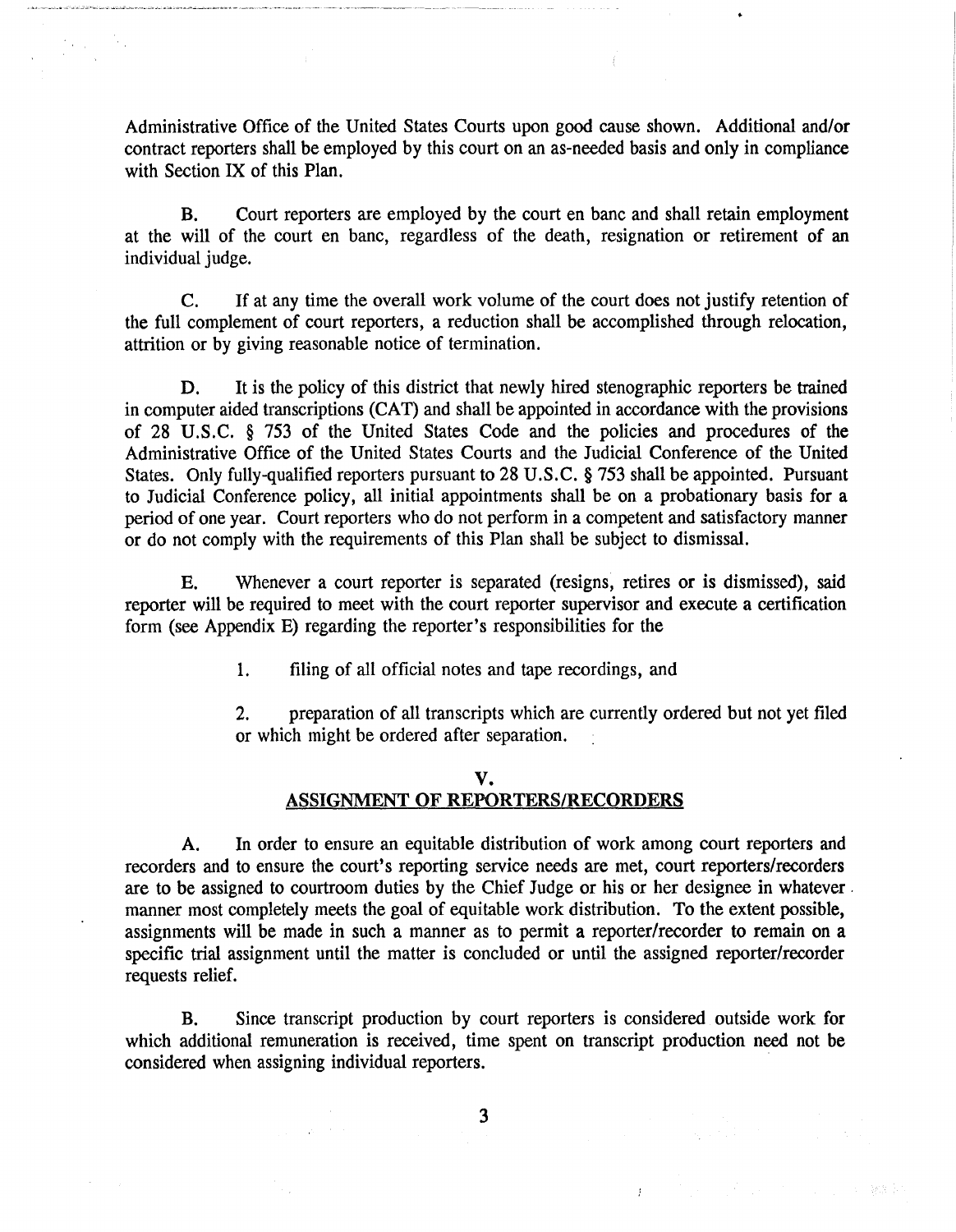Administrative Office of the United States Courts upon good cause shown. Additional and/or contract reporters shall be employed by this court on an as-needed basis and only in compliance with Section IX of this Plan.

B. Court reporters are employed by the court en banc and shall retain employment at the will of the court en banc, regardless of the death, resignation or retirement of an individual judge.

C. If at any time the overall work volume of the court does not justify retention of the full complement of court reporters, a reduction shall be accomplished through relocation, attrition or by giving reasonable notice of termination.

D. It is the policy of this district that newly hired stenographic reporters be trained in computer aided transcriptions (CAT) and shall be appointed in accordance with the provisions of 28 U.S.C. § 753 of the United States Code and the policies and procedures of the Administrative Office of the United States Courts and the Judicial Conference of the United States. Only fully-qualified reporters pursuant to 28 U.S.C. § 753 shall be appointed. Pursuant to Judicial Conference policy, all initial appointments shall be on a probationary basis for a period of one year. Court reporters who do not perform in a competent and satisfactory manner or do not comply with the requirements of this Plan shall be subject to dismissal.

E. Whenever a court reporter is separated (resigns, retires or is dismissed), said reporter will be required to meet with the court reporter supervisor and execute a certification form (see Appendix E) regarding the reporter's responsibilities for the

1. filing of all official notes and tape recordings, and

2. preparation of all transcripts which are currently ordered but not yet filed or which might be ordered after separation.

## V.
## ASSIGNMENT OF REPORTERS/RECORDERS

A. In order to ensure an equitable distribution of work among court reporters and recorders and to ensure the court's reporting service needs are met, court reporters/recorders are to be assigned to courtroom duties by the Chief Judge or his or her designee in whatever manner most completely meets the goal of equitable work distribution. To the extent possible, assignments will be made in such a manner as to permit a reporter/recorder to remain on a specific trial assignment until the matter is concluded or until the assigned reporter/recorder requests relief.

B. Since transcript production by court reporters is considered outside work for which additional remuneration is received, time spent on transcript production need not be considered when assigning individual reporters.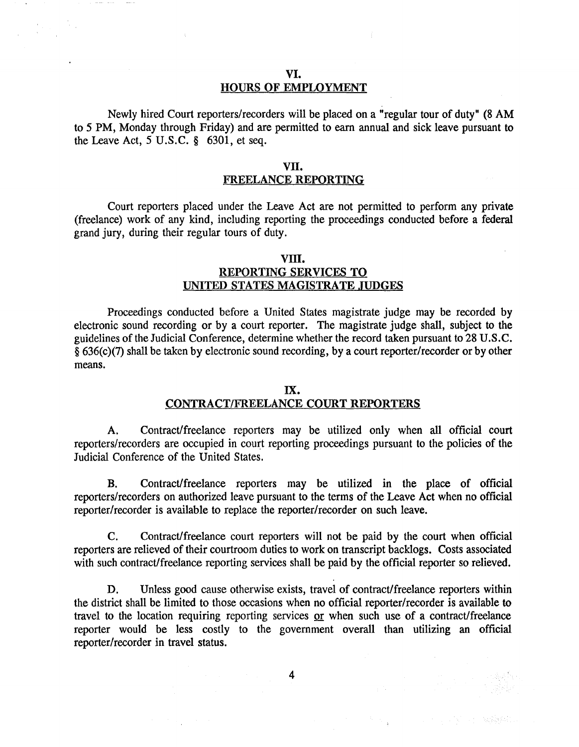## VI.
## HOURS OF EMPLOYMENT

Newly hired Court reporters/recorders will be placed on a "regular tour of duty" (8 AM to 5 PM, Monday through Friday) and are permitted to earn annual and sick leave pursuant to the Leave Act, 5 U.S.C. § 6301, et seq.

## VII.
## FREELANCE REPORTING

Court reporters placed under the Leave Act are not permitted to perform any private (freelance) work of any kind, including reporting the proceedings conducted before a federal grand jury, during their regular tours of duty.

## VIII.
## REPORTING SERVICES TO UNITED STATES MAGISTRATE JUDGES

Proceedings conducted before a United States magistrate judge may be recorded by electronic sound recording or by a court reporter. The magistrate judge shall, subject to the guidelines of the Judicial Conference, determine whether the record taken pursuant to 28 U.S.C. § 636(c)(7) shall be taken by electronic sound recording, by a court reporter/recorder or by other means.

## IX.
## CONTRACT/FREELANCE COURT REPORTERS

A. Contract/freelance reporters may be utilized only when all official court reporters/recorders are occupied in court reporting proceedings pursuant to the policies of the Judicial Conference of the United States.

B. Contract/freelance reporters may be utilized in the place of official reporters/recorders on authorized leave pursuant to the terms of the Leave Act when no official reporter/recorder is available to replace the reporter/recorder on such leave.

C. Contract/freelance court reporters will not be paid by the court when official reporters are relieved of their courtroom duties to work on transcript backlogs. Costs associated with such contract/freelance reporting services shall be paid by the official reporter so relieved.

D. Unless good cause otherwise exists, travel of contract/freelance reporters within the district shall be limited to those occasions when no official reporter/recorder is available to travel to the location requiring reporting services <u>or</u> when such use of a contract/freelance reporter would be less costly to the government overall than utilizing an official reporter/recorder in travel status.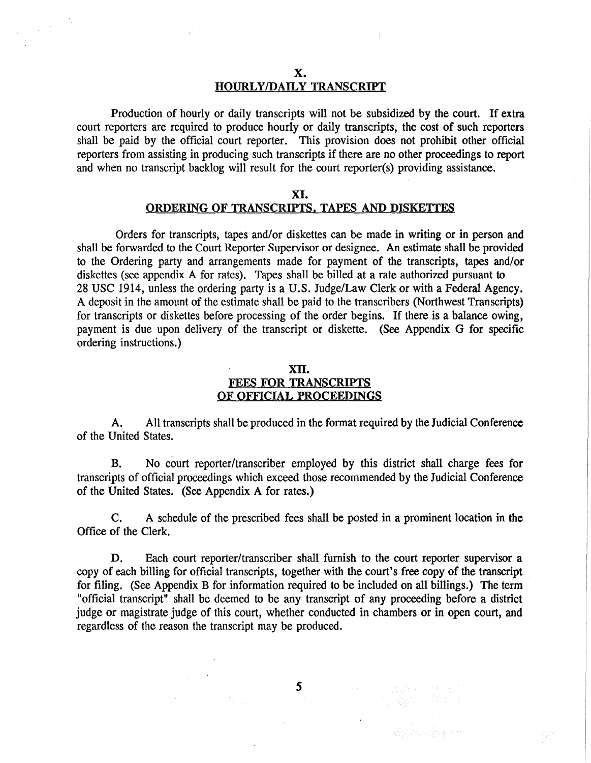## X.
## HOURLY/DAILY TRANSCRIPT

Production of hourly or daily transcripts will not be subsidized by the court. If extra court reporters are required to produce hourly or daily transcripts, the cost of such reporters shall be paid by the official court reporter. This provision does not prohibit other official reporters from assisting in producing such transcripts if there are no other proceedings to report and when no transcript backlog will result for the court reporter(s) providing assistance.

## XI.
## ORDERING OF TRANSCRIPTS, TAPES AND DISKETTES

Orders for transcripts, tapes and/or diskettes can be made in writing or in person and shall be forwarded to the Court Reporter Supervisor or designee. An estimate shall be provided to the Ordering party and arrangements made for payment of the transcripts, tapes and/or diskettes (see appendix A for rates). Tapes shall be billed at a rate authorized pursuant to 28 USC 1914, unless the ordering party is a U.S. Judge/Law Clerk or with a Federal Agency. A deposit in the amount of the estimate shall be paid to the transcribers (Northwest Transcripts) for transcripts or diskettes before processing of the order begins. If there is a balance owing, payment is due upon delivery of the transcript or diskette. (See Appendix G for specific ordering instructions.)

## XII.
## FEES FOR TRANSCRIPTS OF OFFICIAL PROCEEDINGS

A. All transcripts shall be produced in the format required by the Judicial Conference of the United States.

B. No court reporter/transcriber employed by this district shall charge fees for transcripts of official proceedings which exceed those recommended by the Judicial Conference of the United States. (See Appendix A for rates.)

C. A schedule of the prescribed fees shall be posted in a prominent location in the Office of the Clerk.

D. Each court reporter/transcriber shall furnish to the court reporter supervisor a copy of each billing for official transcripts, together with the court's free copy of the transcript for filing. (See Appendix B for information required to be included on all billings.) The term "official transcript" shall be deemed to be any transcript of any proceeding before a district judge or magistrate judge of this court, whether conducted in chambers or in open court, and regardless of the reason the transcript may be produced.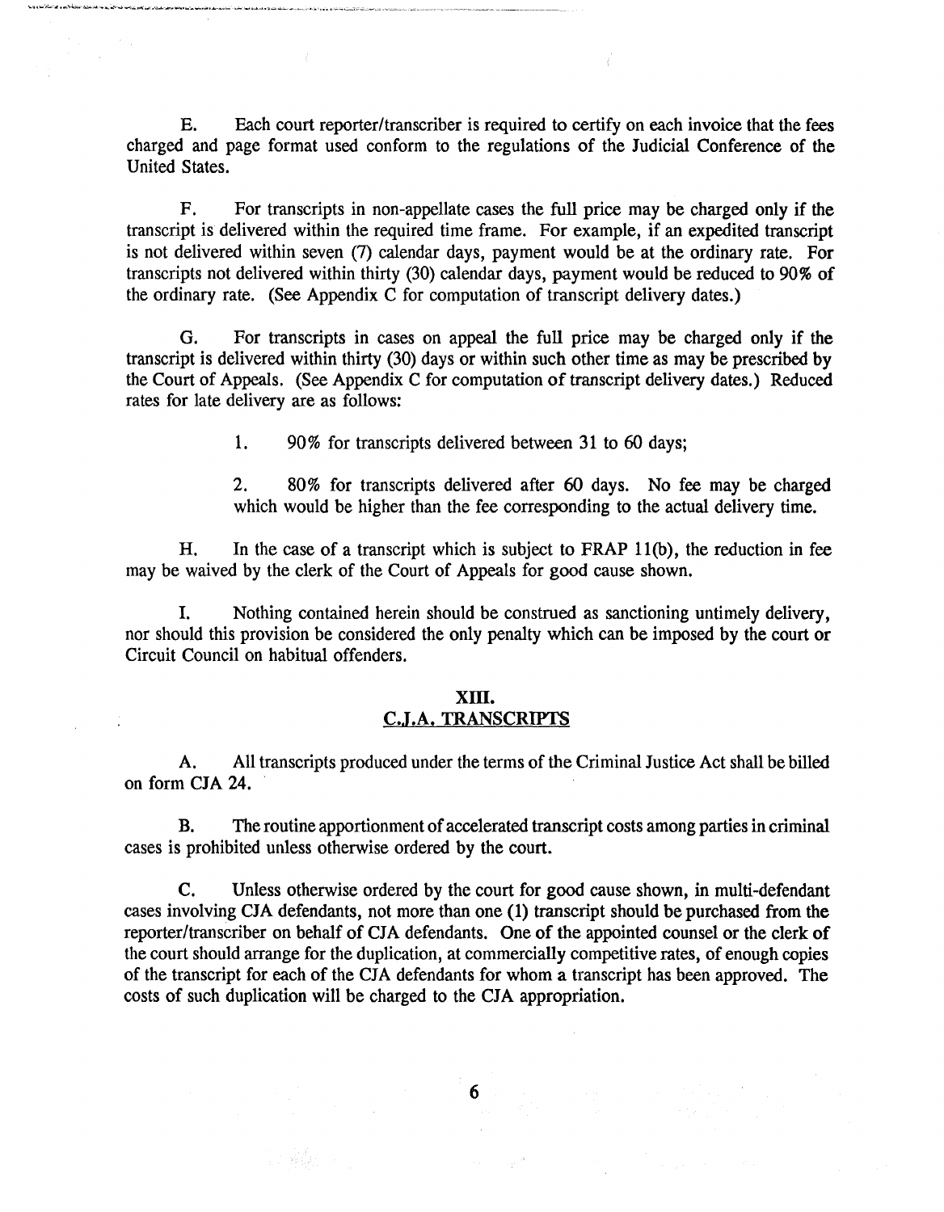E. Each court reporter/transcriber is required to certify on each invoice that the fees charged and page format used conform to the regulations of the Judicial Conference of the United States.

F. For transcripts in non-appellate cases the full price may be charged only if the transcript is delivered within the required time frame. For example, if an expedited transcript is not delivered within seven (7) calendar days, payment would be at the ordinary rate. For transcripts not delivered within thirty (30) calendar days, payment would be reduced to 90% of the ordinary rate. (See Appendix C for computation of transcript delivery dates.)

G. For transcripts in cases on appeal the full price may be charged only if the transcript is delivered within thirty (30) days or within such other time as may be prescribed by the Court of Appeals. (See Appendix C for computation of transcript delivery dates.) Reduced rates for late delivery are as follows:

1. 90% for transcripts delivered between 31 to 60 days;

2. 80% for transcripts delivered after 60 days. No fee may be charged which would be higher than the fee corresponding to the actual delivery time.

H. In the case of a transcript which is subject to FRAP 11(b), the reduction in fee may be waived by the clerk of the Court of Appeals for good cause shown.

I. Nothing contained herein should be construed as sanctioning untimely delivery, nor should this provision be considered the only penalty which can be imposed by the court or Circuit Council on habitual offenders.

## XIII.
## C.J.A. TRANSCRIPTS

A. All transcripts produced under the terms of the Criminal Justice Act shall be billed on form CJA 24.

B. The routine apportionment of accelerated transcript costs among parties in criminal cases is prohibited unless otherwise ordered by the court.

C. Unless otherwise ordered by the court for good cause shown, in multi-defendant cases involving CJA defendants, not more than one (1) transcript should be purchased from the reporter/transcriber on behalf of CJA defendants. One of the appointed counsel or the clerk of the court should arrange for the duplication, at commercially competitive rates, of enough copies of the transcript for each of the CJA defendants for whom a transcript has been approved. The costs of such duplication will be charged to the CJA appropriation.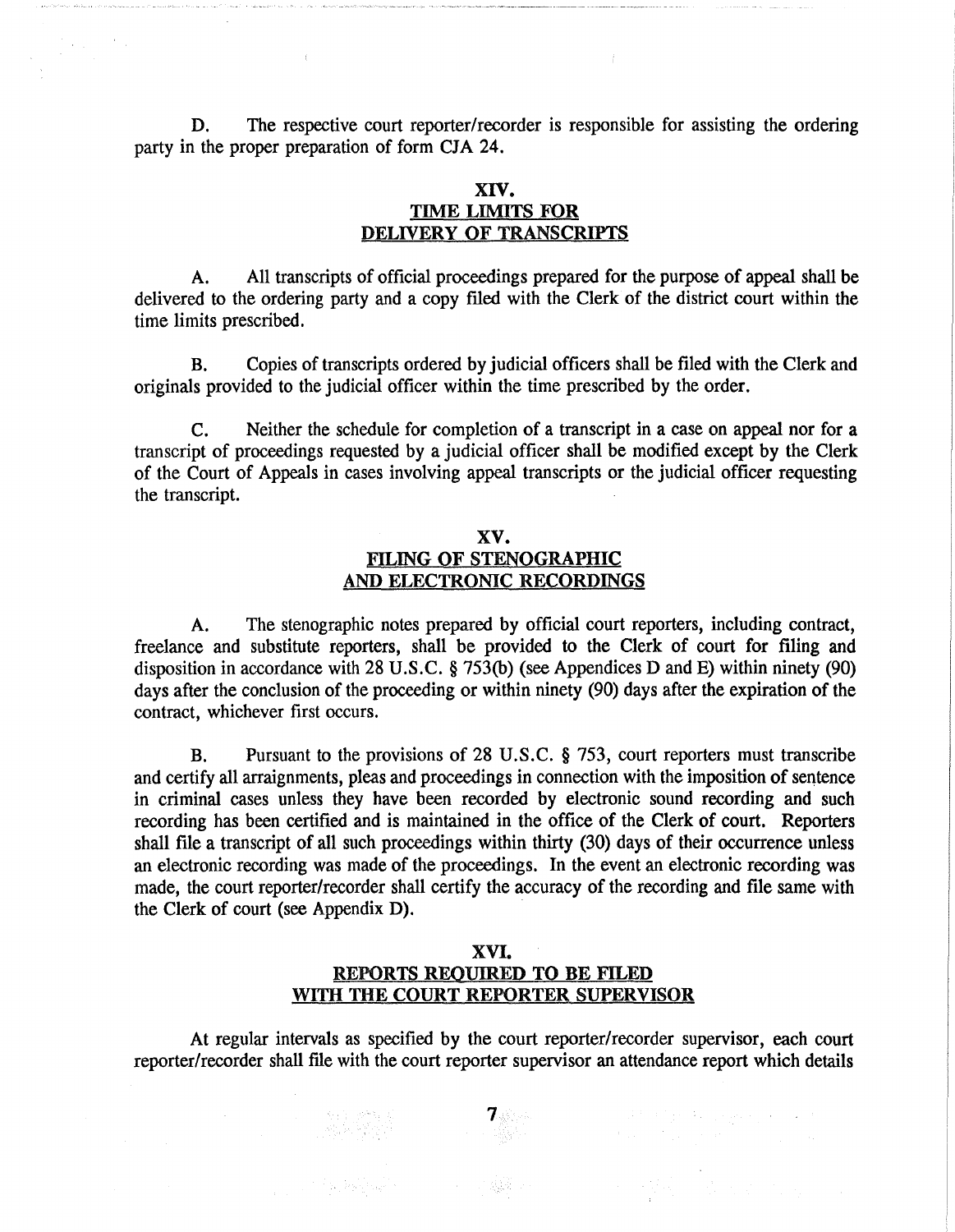D. The respective court reporter/recorder is responsible for assisting the ordering party in the proper preparation of form CJA 24.

## XIV.
## TIME LIMITS FOR DELIVERY OF TRANSCRIPTS

A. All transcripts of official proceedings prepared for the purpose of appeal shall be delivered to the ordering party and a copy filed with the Clerk of the district court within the time limits prescribed.

B. Copies of transcripts ordered by judicial officers shall be filed with the Clerk and originals provided to the judicial officer within the time prescribed by the order.

C. Neither the schedule for completion of a transcript in a case on appeal nor for a transcript of proceedings requested by a judicial officer shall be modified except by the Clerk of the Court of Appeals in cases involving appeal transcripts or the judicial officer requesting the transcript.

## XV.
## FILING OF STENOGRAPHIC AND ELECTRONIC RECORDINGS

A. The stenographic notes prepared by official court reporters, including contract, freelance and substitute reporters, shall be provided to the Clerk of court for filing and disposition in accordance with 28 U.S.C. § 753(b) (see Appendices D and E) within ninety (90) days after the conclusion of the proceeding or within ninety (90) days after the expiration of the contract, whichever first occurs.

B. Pursuant to the provisions of 28 U.S.C. § 753, court reporters must transcribe and certify all arraignments, pleas and proceedings in connection with the imposition of sentence in criminal cases unless they have been recorded by electronic sound recording and such recording has been certified and is maintained in the office of the Clerk of court. Reporters shall file a transcript of all such proceedings within thirty (30) days of their occurrence unless an electronic recording was made of the proceedings. In the event an electronic recording was made, the court reporter/recorder shall certify the accuracy of the recording and file same with the Clerk of court (see Appendix D).

## XVI.
## REPORTS REQUIRED TO BE FILED WITH THE COURT REPORTER SUPERVISOR

At regular intervals as specified by the court reporter/recorder supervisor, each court reporter/recorder shall file with the court reporter supervisor an attendance report which details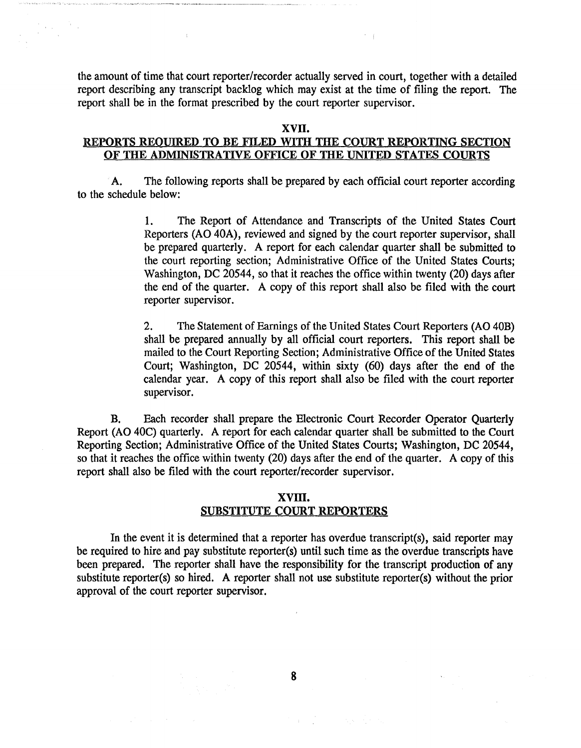the amount of time that court reporter/recorder actually served in court, together with a detailed report describing any transcript backlog which may exist at the time of filing the report. The report shall be in the format prescribed by the court reporter supervisor.

## XVII.
## REPORTS REQUIRED TO BE FILED WITH THE COURT REPORTING SECTION OF THE ADMINISTRATIVE OFFICE OF THE UNITED STATES COURTS

A. The following reports shall be prepared by each official court reporter according to the schedule below:

1. The Report of Attendance and Transcripts of the United States Court Reporters (AO 40A), reviewed and signed by the court reporter supervisor, shall be prepared quarterly. A report for each calendar quarter shall be submitted to the court reporting section; Administrative Office of the United States Courts; Washington, DC 20544, so that it reaches the office within twenty (20) days after the end of the quarter. A copy of this report shall also be filed with the court reporter supervisor.

2. The Statement of Earnings of the United States Court Reporters (AO 40B) shall be prepared annually by all official court reporters. This report shall be mailed to the Court Reporting Section; Administrative Office of the United States Court; Washington, DC 20544, within sixty (60) days after the end of the calendar year. A copy of this report shall also be filed with the court reporter supervisor.

B. Each recorder shall prepare the Electronic Court Recorder Operator Quarterly Report (AO 40C) quarterly. A report for each calendar quarter shall be submitted to the Court Reporting Section; Administrative Office of the United States Courts; Washington, DC 20544, so that it reaches the office within twenty (20) days after the end of the quarter. A copy of this report shall also be filed with the court reporter/recorder supervisor.

## XVIII.
## SUBSTITUTE COURT REPORTERS

In the event it is determined that a reporter has overdue transcript(s), said reporter may be required to hire and pay substitute reporter(s) until such time as the overdue transcripts have been prepared. The reporter shall have the responsibility for the transcript production of any substitute reporter(s) so hired. A reporter shall not use substitute reporter(s) without the prior approval of the court reporter supervisor.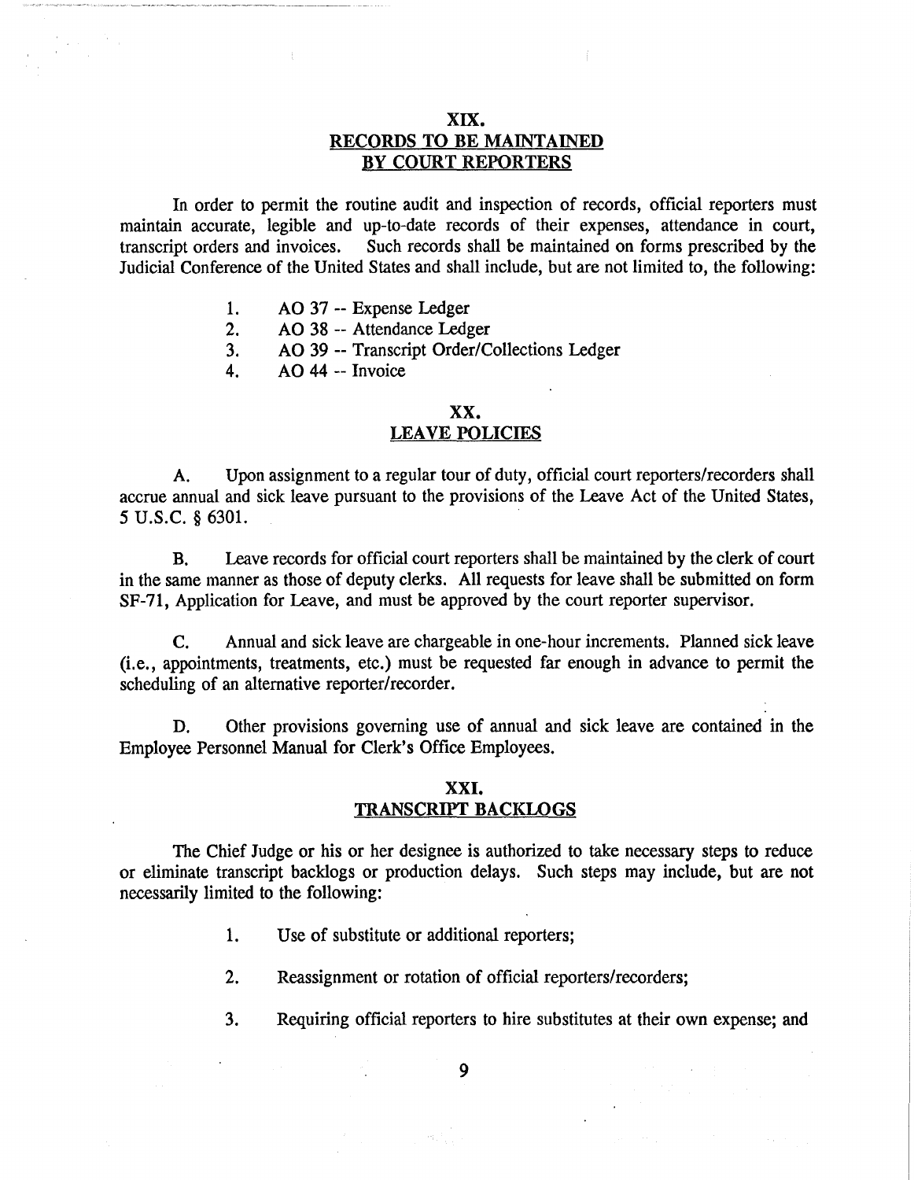## XIX.
## RECORDS TO BE MAINTAINED BY COURT REPORTERS

In order to permit the routine audit and inspection of records, official reporters must maintain accurate, legible and up-to-date records of their expenses, attendance in court, transcript orders and invoices. Such records shall be maintained on forms prescribed by the Judicial Conference of the United States and shall include, but are not limited to, the following:

1. AO 37 -- Expense Ledger
2. AO 38 -- Attendance Ledger
3. AO 39 -- Transcript Order/Collections Ledger
4. AO 44 -- Invoice

## XX.
## LEAVE POLICIES

A. Upon assignment to a regular tour of duty, official court reporters/recorders shall accrue annual and sick leave pursuant to the provisions of the Leave Act of the United States, 5 U.S.C. § 6301.

B. Leave records for official court reporters shall be maintained by the clerk of court in the same manner as those of deputy clerks. All requests for leave shall be submitted on form SF-71, Application for Leave, and must be approved by the court reporter supervisor.

C. Annual and sick leave are chargeable in one-hour increments. Planned sick leave (i.e., appointments, treatments, etc.) must be requested far enough in advance to permit the scheduling of an alternative reporter/recorder.

D. Other provisions governing use of annual and sick leave are contained in the Employee Personnel Manual for Clerk's Office Employees.

## XXI.
## TRANSCRIPT BACKLOGS

The Chief Judge or his or her designee is authorized to take necessary steps to reduce or eliminate transcript backlogs or production delays. Such steps may include, but are not necessarily limited to the following:

1. Use of substitute or additional reporters;

2. Reassignment or rotation of official reporters/recorders;

3. Requiring official reporters to hire substitutes at their own expense; and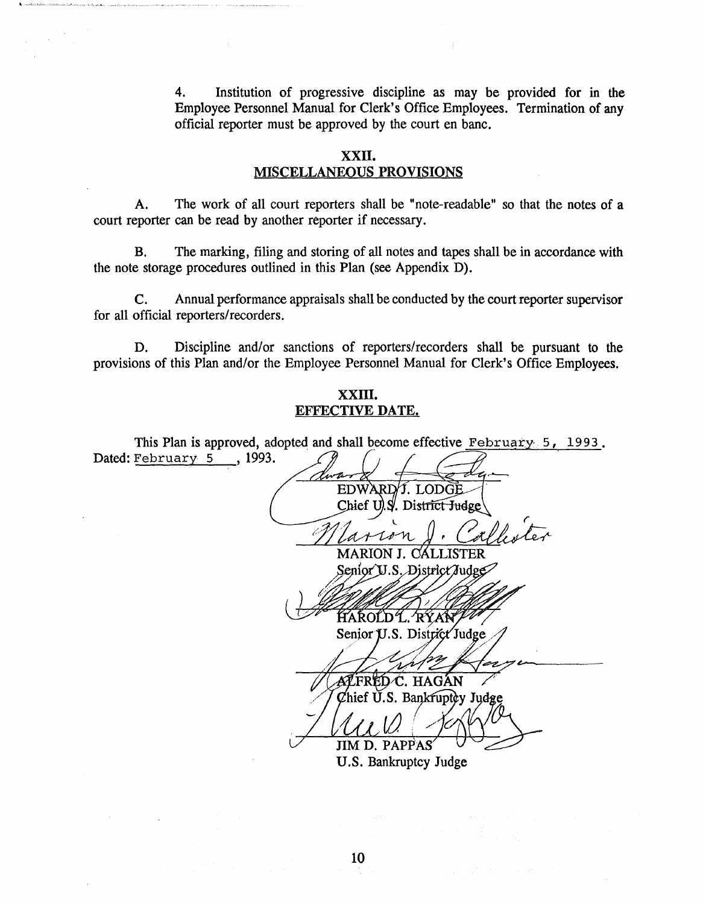4. Institution of progressive discipline as may be provided for in the Employee Personnel Manual for Clerk's Office Employees. Termination of any official reporter must be approved by the court en banc.

## XXII.
## MISCELLANEOUS PROVISIONS

A. The work of all court reporters shall be "note-readable" so that the notes of a court reporter can be read by another reporter if necessary.

B. The marking, filing and storing of all notes and tapes shall be in accordance with the note storage procedures outlined in this Plan (see Appendix D).

C. Annual performance appraisals shall be conducted by the court reporter supervisor for all official reporters/recorders.

D. Discipline and/or sanctions of reporters/recorders shall be pursuant to the provisions of this Plan and/or the Employee Personnel Manual for Clerk's Office Employees.

## XXIII.
## EFFECTIVE DATE.

This Plan is approved, adopted and shall become effective February 5, 1993.

Dated: February 5, 1993.

EDWARD J. LODGE
Chief U.S. District Judge

MARION J. CALLISTER
Senior U.S. District Judge

HAROLD L. RYAN
Senior U.S. District Judge

ALFRED C. HAGAN
Chief U.S. Bankruptcy Judge

JIM D. PAPPAS
U.S. Bankruptcy Judge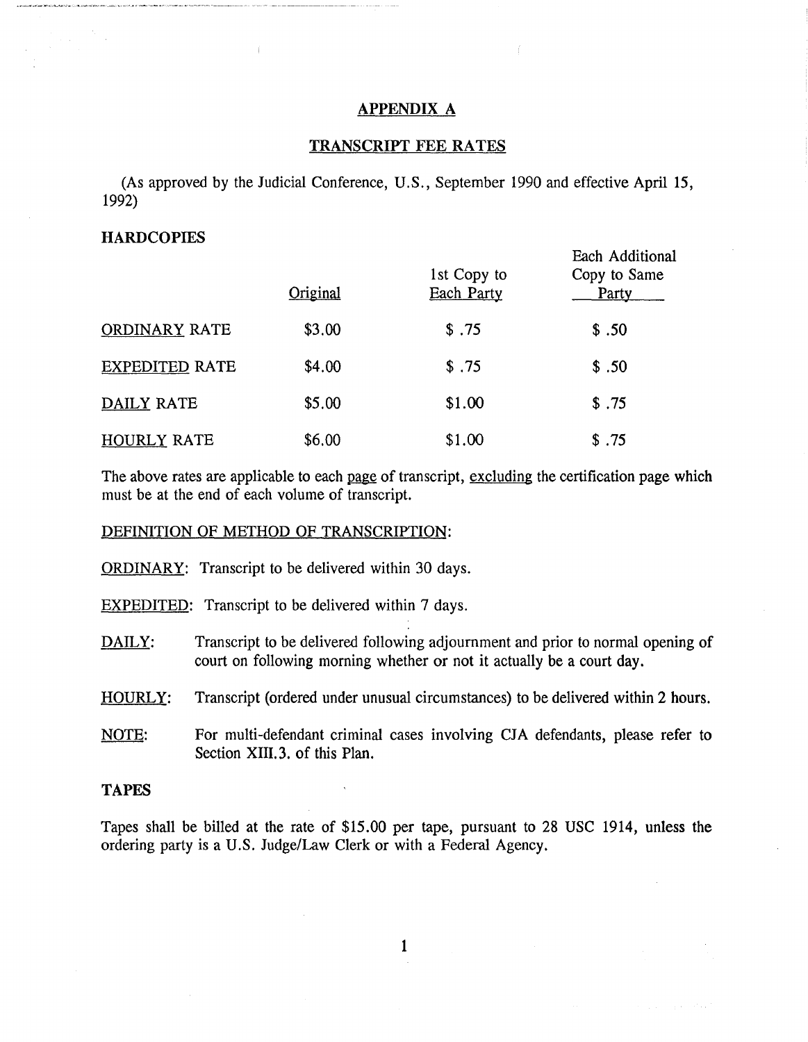## APPENDIX A

## TRANSCRIPT FEE RATES

(As approved by the Judicial Conference, U.S., September 1990 and effective April 15, 1992)

### HARDCOPIES

| | Original | 1st Copy to Each Party | Each Additional Copy to Same Party |
|---|---|---|---|
| ORDINARY RATE | $3.00 | $ .75 | $ .50 |
| EXPEDITED RATE | $4.00 | $ .75 | $ .50 |
| DAILY RATE | $5.00 | $1.00 | $ .75 |
| HOURLY RATE | $6.00 | $1.00 | $ .75 |

The above rates are applicable to each page of transcript, excluding the certification page which must be at the end of each volume of transcript.

DEFINITION OF METHOD OF TRANSCRIPTION:

ORDINARY: Transcript to be delivered within 30 days.

EXPEDITED: Transcript to be delivered within 7 days.

DAILY: Transcript to be delivered following adjournment and prior to normal opening of court on following morning whether or not it actually be a court day.

HOURLY: Transcript (ordered under unusual circumstances) to be delivered within 2 hours.

NOTE: For multi-defendant criminal cases involving CJA defendants, please refer to Section XIII.3. of this Plan.

### TAPES

Tapes shall be billed at the rate of $15.00 per tape, pursuant to 28 USC 1914, unless the ordering party is a U.S. Judge/Law Clerk or with a Federal Agency.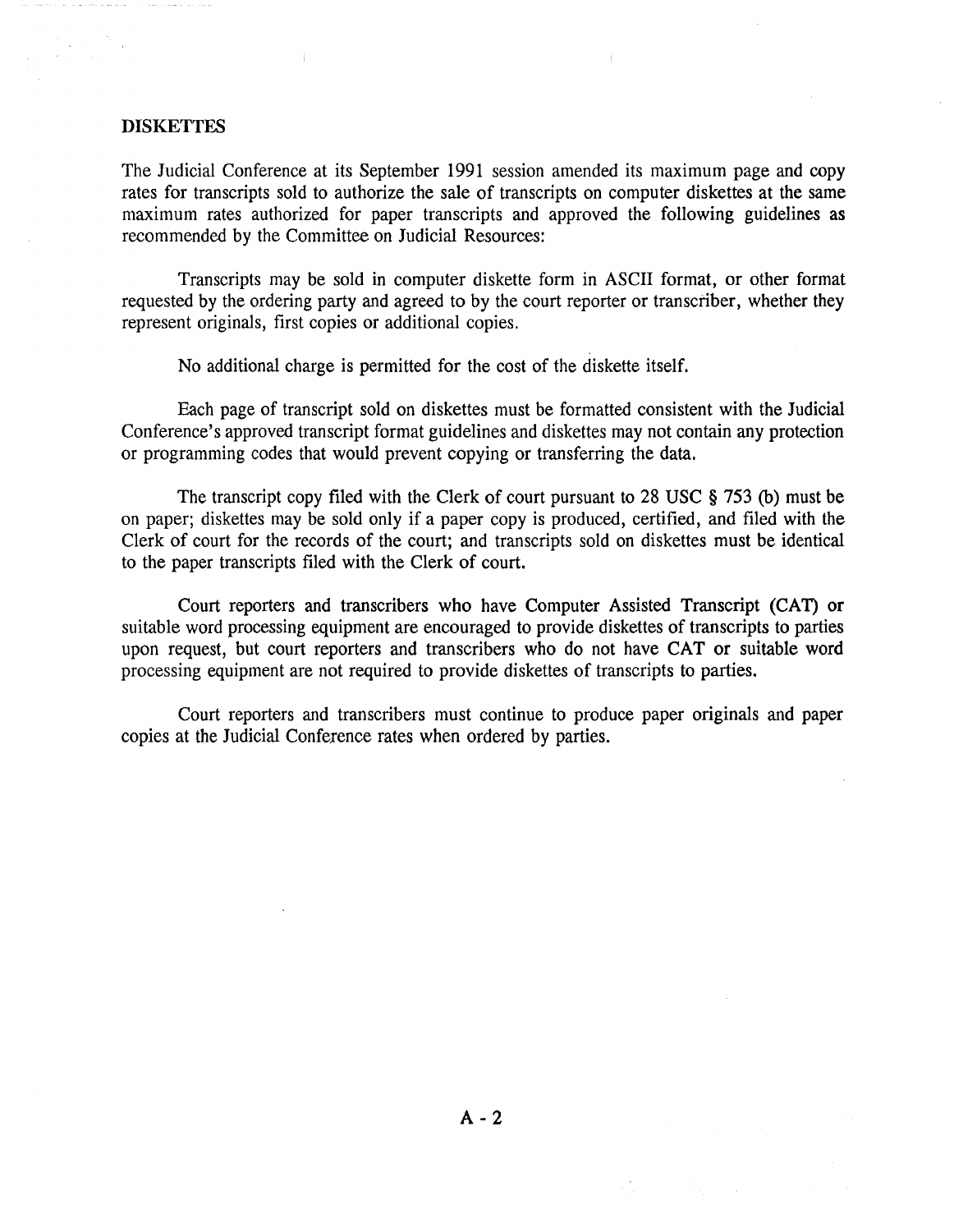## DISKETTES

The Judicial Conference at its September 1991 session amended its maximum page and copy rates for transcripts sold to authorize the sale of transcripts on computer diskettes at the same maximum rates authorized for paper transcripts and approved the following guidelines as recommended by the Committee on Judicial Resources:

Transcripts may be sold in computer diskette form in ASCII format, or other format requested by the ordering party and agreed to by the court reporter or transcriber, whether they represent originals, first copies or additional copies.

No additional charge is permitted for the cost of the diskette itself.

Each page of transcript sold on diskettes must be formatted consistent with the Judicial Conference's approved transcript format guidelines and diskettes may not contain any protection or programming codes that would prevent copying or transferring the data.

The transcript copy filed with the Clerk of court pursuant to 28 USC § 753 (b) must be on paper; diskettes may be sold only if a paper copy is produced, certified, and filed with the Clerk of court for the records of the court; and transcripts sold on diskettes must be identical to the paper transcripts filed with the Clerk of court.

Court reporters and transcribers who have Computer Assisted Transcript (CAT) or suitable word processing equipment are encouraged to provide diskettes of transcripts to parties upon request, but court reporters and transcribers who do not have CAT or suitable word processing equipment are not required to provide diskettes of transcripts to parties.

Court reporters and transcribers must continue to produce paper originals and paper copies at the Judicial Conference rates when ordered by parties.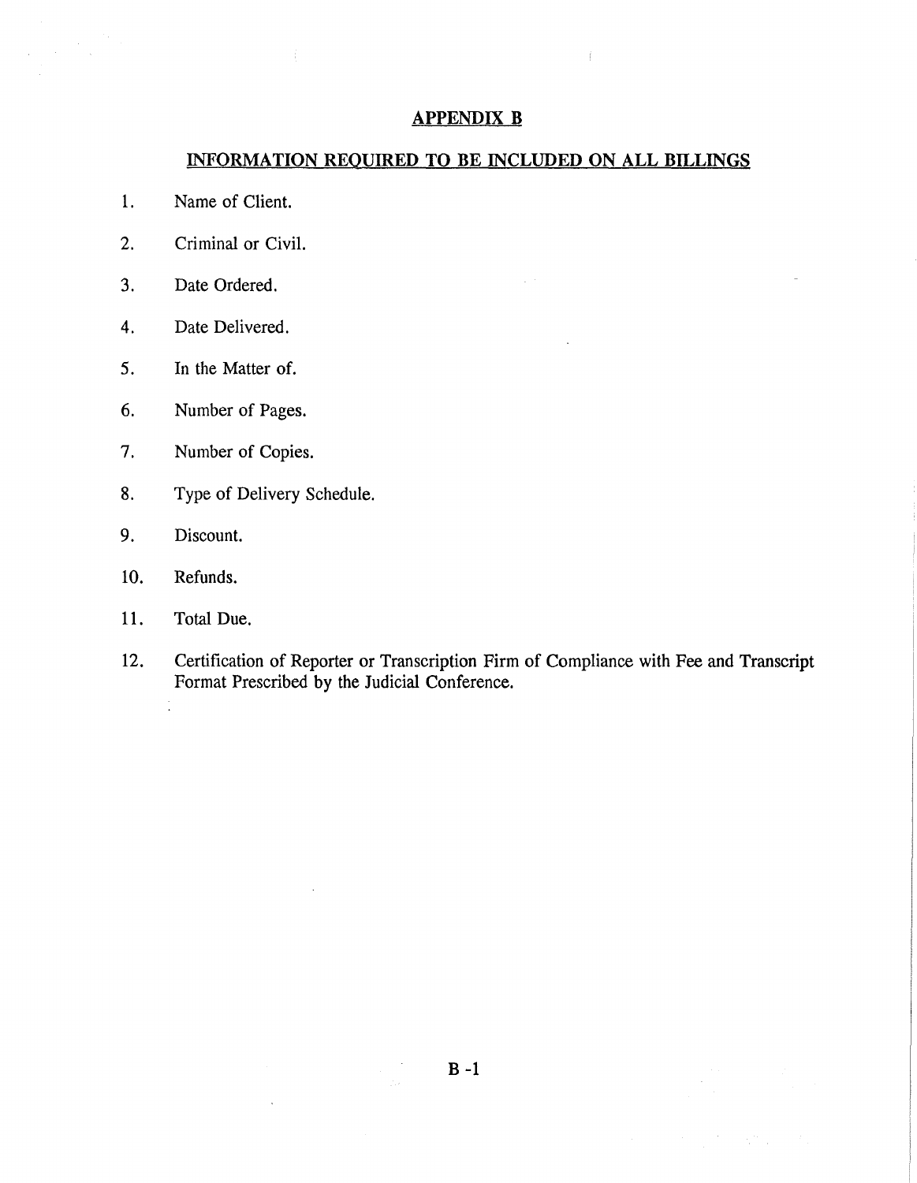## APPENDIX B

## INFORMATION REQUIRED TO BE INCLUDED ON ALL BILLINGS

1. Name of Client.
2. Criminal or Civil.
3. Date Ordered.
4. Date Delivered.
5. In the Matter of.
6. Number of Pages.
7. Number of Copies.
8. Type of Delivery Schedule.
9. Discount.
10. Refunds.
11. Total Due.
12. Certification of Reporter or Transcription Firm of Compliance with Fee and Transcript Format Prescribed by the Judicial Conference.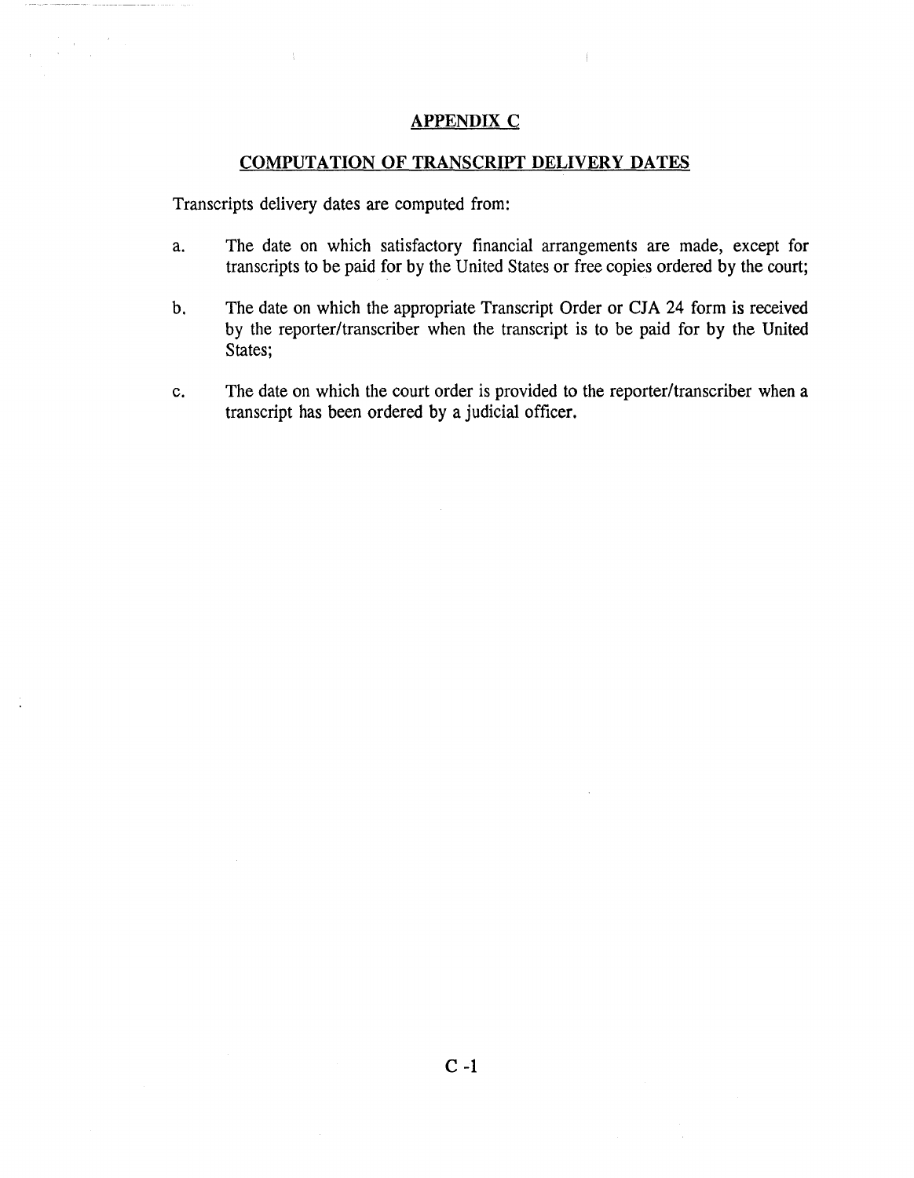## APPENDIX C

## COMPUTATION OF TRANSCRIPT DELIVERY DATES

Transcripts delivery dates are computed from:

a. The date on which satisfactory financial arrangements are made, except for transcripts to be paid for by the United States or free copies ordered by the court;

b. The date on which the appropriate Transcript Order or CJA 24 form is received by the reporter/transcriber when the transcript is to be paid for by the United States;

c. The date on which the court order is provided to the reporter/transcriber when a transcript has been ordered by a judicial officer.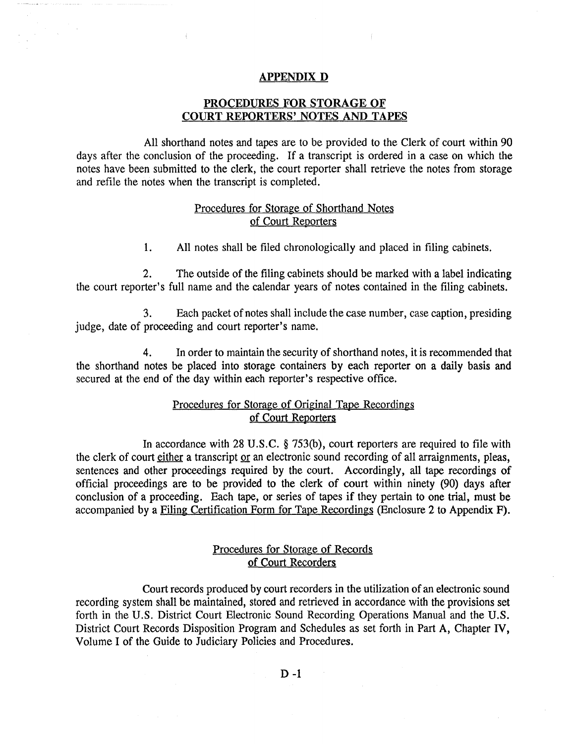## APPENDIX D

## PROCEDURES FOR STORAGE OF COURT REPORTERS' NOTES AND TAPES

All shorthand notes and tapes are to be provided to the Clerk of court within 90 days after the conclusion of the proceeding. If a transcript is ordered in a case on which the notes have been submitted to the clerk, the court reporter shall retrieve the notes from storage and refile the notes when the transcript is completed.

### Procedures for Storage of Shorthand Notes of Court Reporters

1. All notes shall be filed chronologically and placed in filing cabinets.

2. The outside of the filing cabinets should be marked with a label indicating the court reporter's full name and the calendar years of notes contained in the filing cabinets.

3. Each packet of notes shall include the case number, case caption, presiding judge, date of proceeding and court reporter's name.

4. In order to maintain the security of shorthand notes, it is recommended that the shorthand notes be placed into storage containers by each reporter on a daily basis and secured at the end of the day within each reporter's respective office.

### Procedures for Storage of Original Tape Recordings of Court Reporters

In accordance with 28 U.S.C. § 753(b), court reporters are required to file with the clerk of court either a transcript or an electronic sound recording of all arraignments, pleas, sentences and other proceedings required by the court. Accordingly, all tape recordings of official proceedings are to be provided to the clerk of court within ninety (90) days after conclusion of a proceeding. Each tape, or series of tapes if they pertain to one trial, must be accompanied by a Filing Certification Form for Tape Recordings (Enclosure 2 to Appendix F).

### Procedures for Storage of Records of Court Recorders

Court records produced by court recorders in the utilization of an electronic sound recording system shall be maintained, stored and retrieved in accordance with the provisions set forth in the U.S. District Court Electronic Sound Recording Operations Manual and the U.S. District Court Records Disposition Program and Schedules as set forth in Part A, Chapter IV, Volume I of the Guide to Judiciary Policies and Procedures.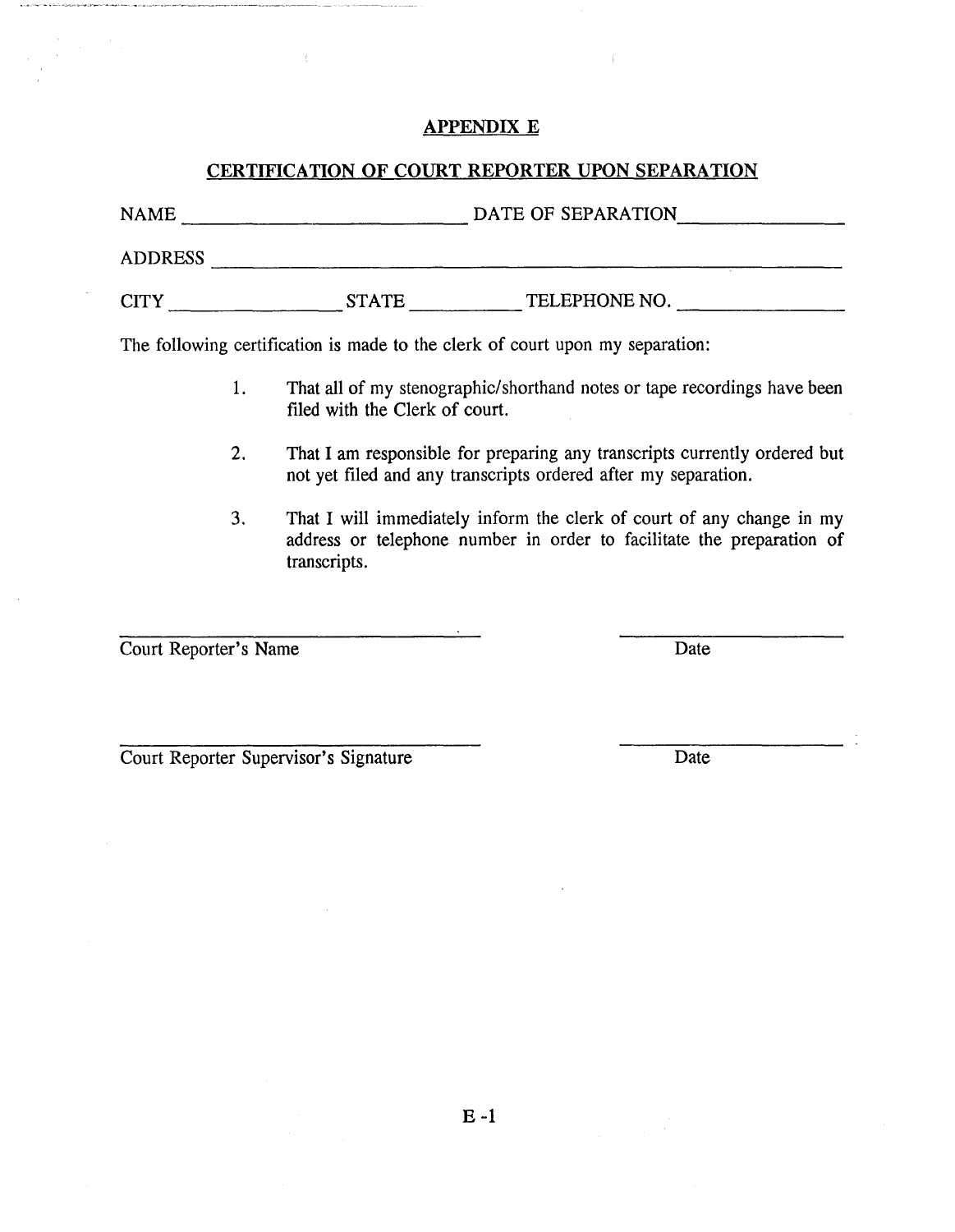## APPENDIX E

## CERTIFICATION OF COURT REPORTER UPON SEPARATION

NAME ______________________________ DATE OF SEPARATION ________________

ADDRESS ________________________________________________________________

CITY __________________ STATE ____________ TELEPHONE NO. __________________

The following certification is made to the clerk of court upon my separation:

1. That all of my stenographic/shorthand notes or tape recordings have been filed with the Clerk of court.

2. That I am responsible for preparing any transcripts currently ordered but not yet filed and any transcripts ordered after my separation.

3. That I will immediately inform the clerk of court of any change in my address or telephone number in order to facilitate the preparation of transcripts.

_________________________________________ ______________________

Court Reporter's Name Date

_________________________________________ ______________________

Court Reporter Supervisor's Signature Date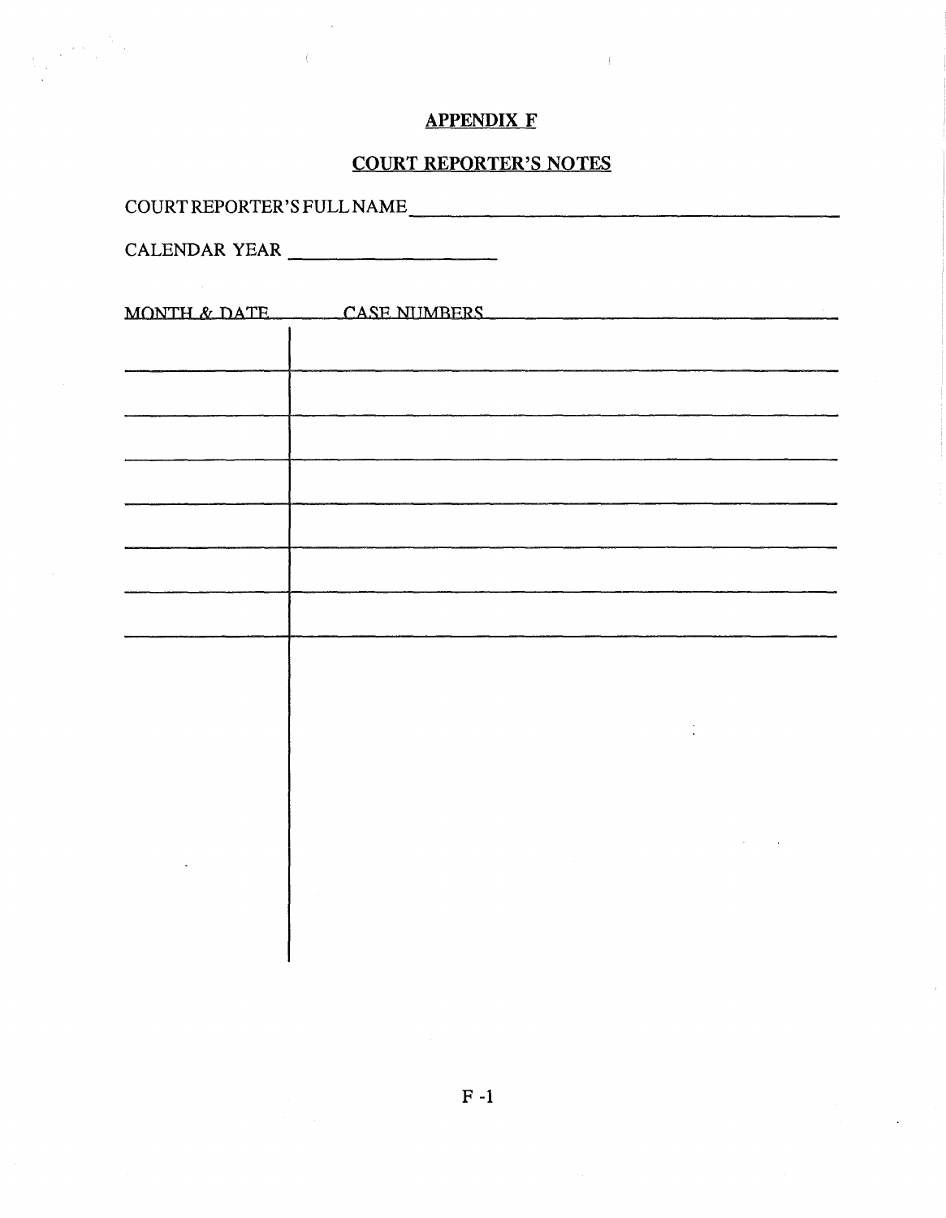## APPENDIX F

## COURT REPORTER'S NOTES

COURT REPORTER'S FULL NAME ______________________________

CALENDAR YEAR ____________________

| MONTH & DATE | CASE NUMBERS |
| --- | --- |
| | |
| | |
| | |
| | |
| | |
| | |
| | |
| | |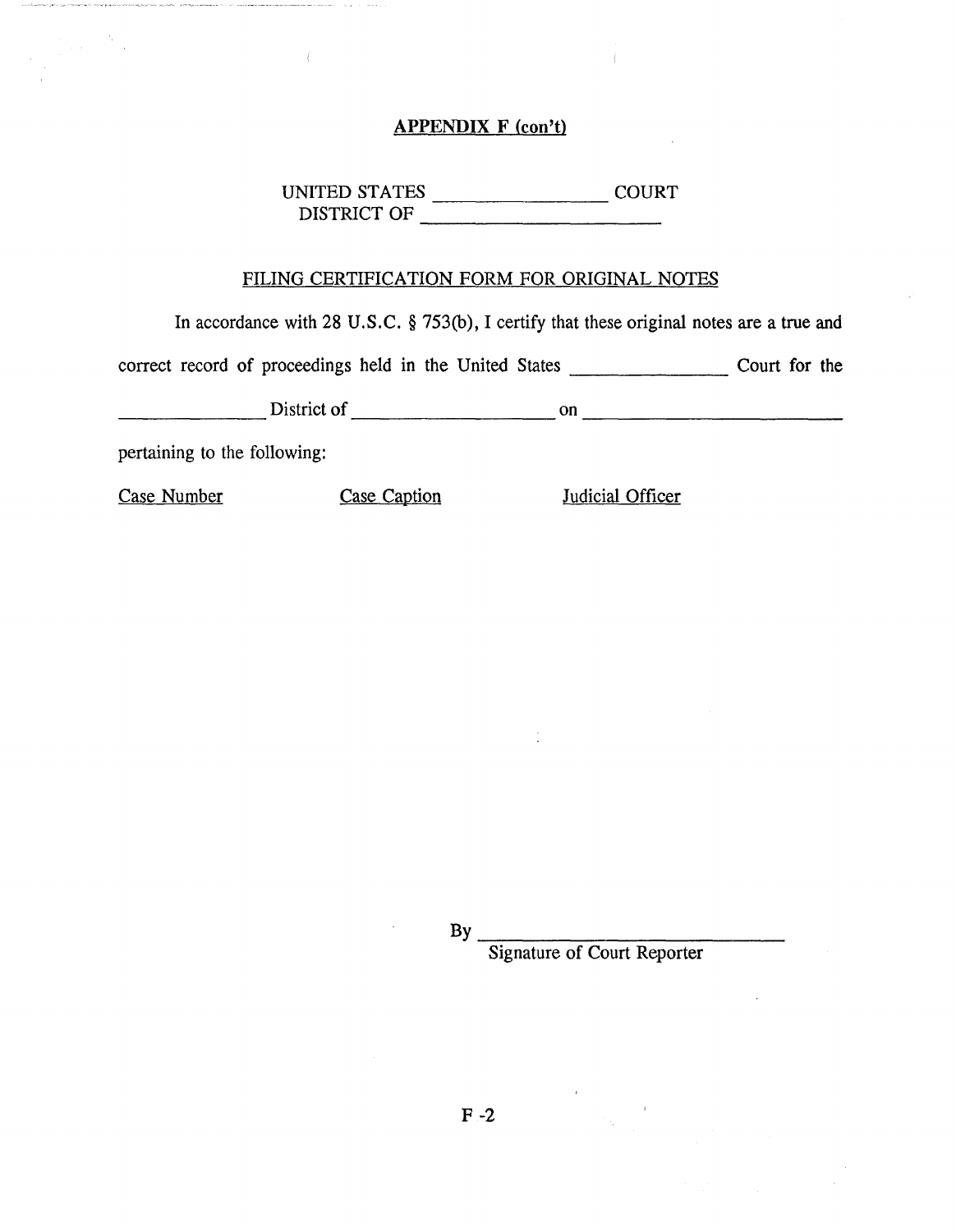**APPENDIX F (con't)**

UNITED STATES ________________ COURT
DISTRICT OF ________________________

FILING CERTIFICATION FORM FOR ORIGINAL NOTES

In accordance with 28 U.S.C. § 753(b), I certify that these original notes are a true and correct record of proceedings held in the United States ______________ Court for the ______________ District of ____________________ on ___________________________ pertaining to the following:

Case Number          Case Caption          Judicial Officer

By ______________________________
Signature of Court Reporter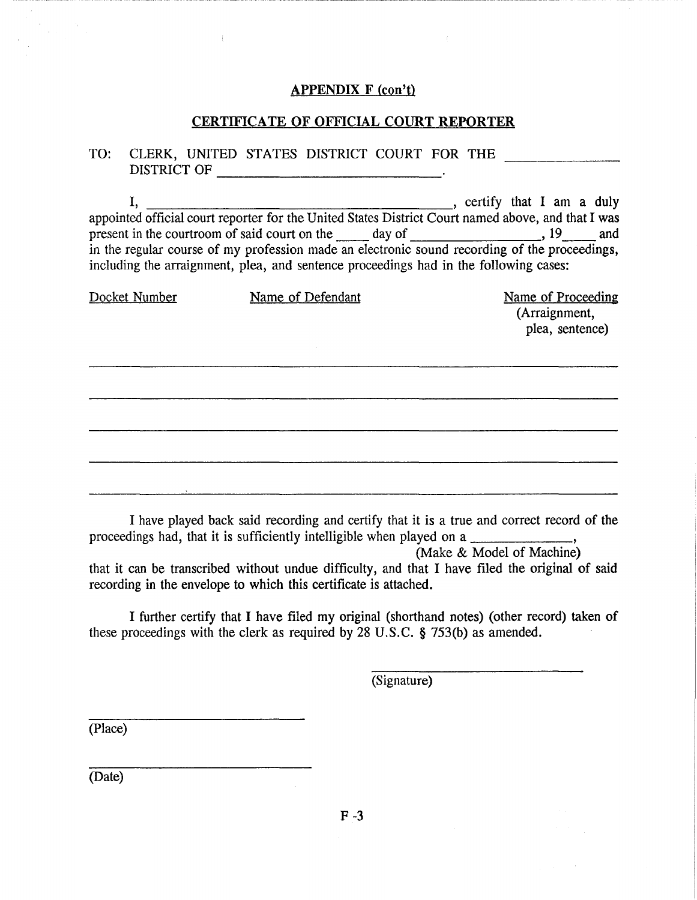**APPENDIX F (con't)**

**CERTIFICATE OF OFFICIAL COURT REPORTER**

TO: CLERK, UNITED STATES DISTRICT COURT FOR THE \_\_\_\_\_\_\_\_\_\_\_\_\_\_ DISTRICT OF \_\_\_\_\_\_\_\_\_\_\_\_\_\_\_\_\_\_\_\_\_\_\_\_\_\_\_\_\_\_.

I, \_\_\_\_\_\_\_\_\_\_\_\_\_\_\_\_\_\_\_\_\_\_\_\_\_\_\_\_\_\_\_\_\_\_\_\_\_\_\_\_, certify that I am a duly appointed official court reporter for the United States District Court named above, and that I was present in the courtroom of said court on the \_\_\_\_ day of \_\_\_\_\_\_\_\_\_\_\_\_\_\_\_\_, 19\_\_\_\_ and in the regular course of my profession made an electronic sound recording of the proceedings, including the arraignment, plea, and sentence proceedings had in the following cases:

| Docket Number | Name of Defendant | Name of Proceeding (Arraignment, plea, sentence) |
|---|---|---|
| | | |
| | | |
| | | |
| | | |
| | | |

I have played back said recording and certify that it is a true and correct record of the proceedings had, that it is sufficiently intelligible when played on a \_\_\_\_\_\_\_\_\_\_\_\_\_\_, (Make & Model of Machine) that it can be transcribed without undue difficulty, and that I have filed the original of said recording in the envelope to which this certificate is attached.

I further certify that I have filed my original (shorthand notes) (other record) taken of these proceedings with the clerk as required by 28 U.S.C. § 753(b) as amended.

\_\_\_\_\_\_\_\_\_\_\_\_\_\_\_\_\_\_\_\_\_\_\_\_\_\_\_\_
(Signature)

\_\_\_\_\_\_\_\_\_\_\_\_\_\_\_\_\_\_\_\_\_\_\_\_\_\_\_\_
(Place)

\_\_\_\_\_\_\_\_\_\_\_\_\_\_\_\_\_\_\_\_\_\_\_\_\_\_\_\_
(Date)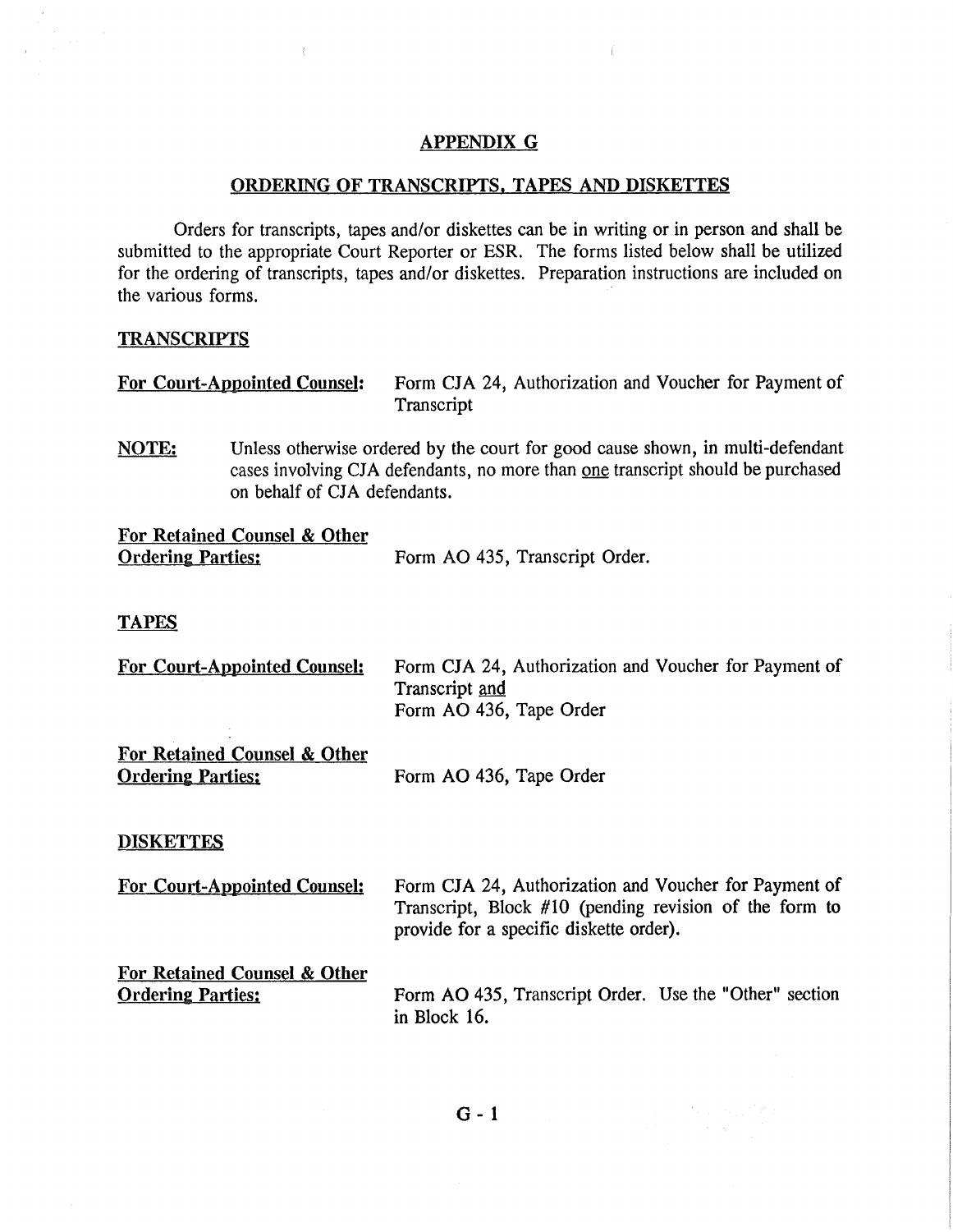# APPENDIX G

## ORDERING OF TRANSCRIPTS, TAPES AND DISKETTES

Orders for transcripts, tapes and/or diskettes can be in writing or in person and shall be submitted to the appropriate Court Reporter or ESR. The forms listed below shall be utilized for the ordering of transcripts, tapes and/or diskettes. Preparation instructions are included on the various forms.

### TRANSCRIPTS

**For Court-Appointed Counsel:** Form CJA 24, Authorization and Voucher for Payment of Transcript

**NOTE:** Unless otherwise ordered by the court for good cause shown, in multi-defendant cases involving CJA defendants, no more than one transcript should be purchased on behalf of CJA defendants.

**For Retained Counsel & Other Ordering Parties:** Form AO 435, Transcript Order.

### TAPES

**For Court-Appointed Counsel:** Form CJA 24, Authorization and Voucher for Payment of Transcript and Form AO 436, Tape Order

**For Retained Counsel & Other Ordering Parties:** Form AO 436, Tape Order

### DISKETTES

**For Court-Appointed Counsel:** Form CJA 24, Authorization and Voucher for Payment of Transcript, Block #10 (pending revision of the form to provide for a specific diskette order).

**For Retained Counsel & Other Ordering Parties:** Form AO 435, Transcript Order. Use the "Other" section in Block 16.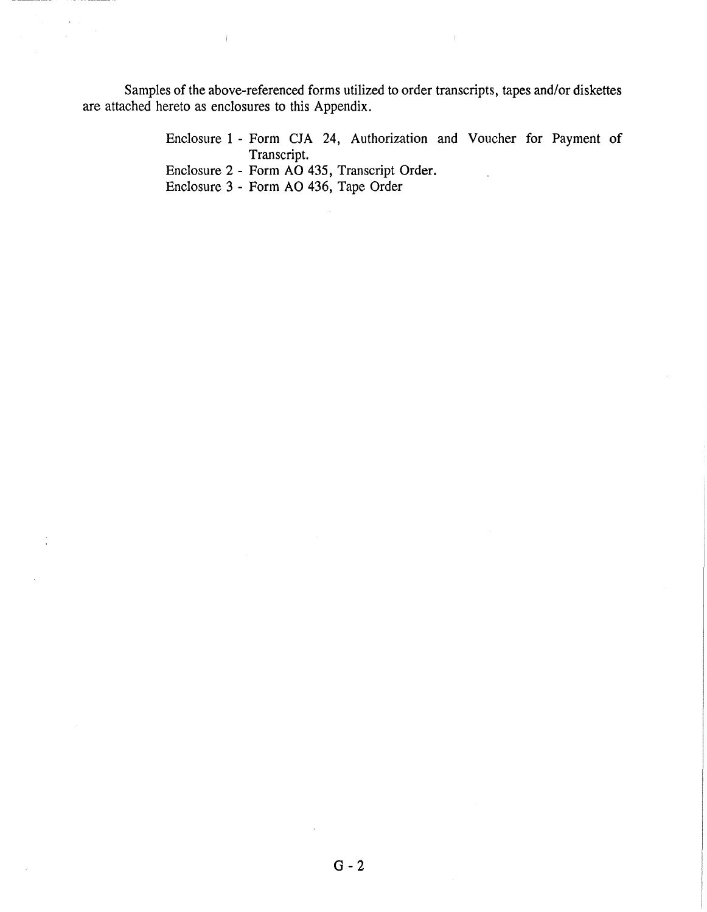Samples of the above-referenced forms utilized to order transcripts, tapes and/or diskettes are attached hereto as enclosures to this Appendix.

- Enclosure 1 - Form CJA 24, Authorization and Voucher for Payment of Transcript.
- Enclosure 2 - Form AO 435, Transcript Order.
- Enclosure 3 - Form AO 436, Tape Order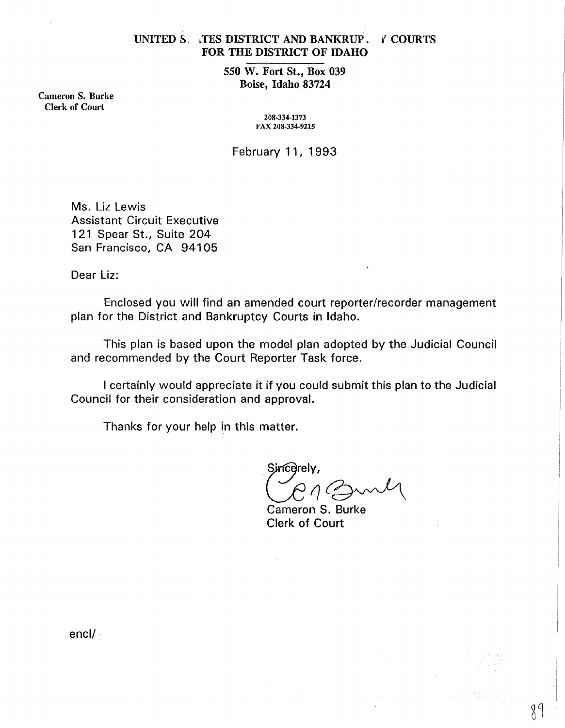**UNITED STATES DISTRICT AND BANKRUPTCY COURTS**
**FOR THE DISTRICT OF IDAHO**

**550 W. Fort St., Box 039**
**Boise, Idaho 83724**

**Cameron S. Burke**
**Clerk of Court**

208-334-1373
FAX 208-334-9215

February 11, 1993

Ms. Liz Lewis
Assistant Circuit Executive
121 Spear St., Suite 204
San Francisco, CA 94105

Dear Liz:

Enclosed you will find an amended court reporter/recorder management plan for the District and Bankruptcy Courts in Idaho.

This plan is based upon the model plan adopted by the Judicial Council and recommended by the Court Reporter Task force.

I certainly would appreciate it if you could submit this plan to the Judicial Council for their consideration and approval.

Thanks for your help in this matter.

Sincerely,

Cameron S. Burke
Clerk of Court

encl/